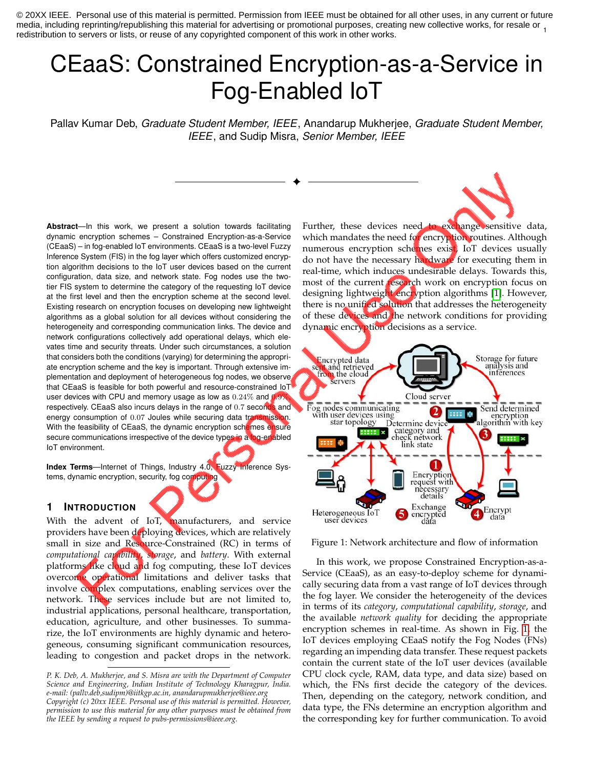© 20XX IEEE. Personal use of this material is permitted. Permission from IEEE must be obtained for all other uses, in any current or future media, including reprinting/republishing this material for advertising or promotional purposes, creating new collective works, for resale or redistribution to servers or lists, or reuse of any copyrighted component of this work in other works.

# CEaaS: Constrained Encryption-as-a-Service in Fog-Enabled IoT

Pallav Kumar Deb, *Graduate Student Member, IEEE*, Anandarup Mukherjee, *Graduate Student Member, IEEE*, and Sudip Misra, *Senior Member, IEEE*

**Abstract**—In this work, we present a solution towards facilitating dynamic encryption schemes – Constrained Encryption-as-a-Service (CEaaS) – in fog-enabled IoT environments. CEaaS is a two-level Fuzzy Inference System (FIS) in the fog layer which offers customized encryption algorithm decisions to the IoT user devices based on the current configuration, data size, and network state. Fog nodes use the two-tier FIS system to determine the category of the requesting IoT device at the first level and then the encryption scheme at the second level. Existing research on encryption focuses on developing new lightweight algorithms as a global solution for all devices without considering the heterogeneity and corresponding communication links. The device and network configurations collectively add operational delays, which elevates time and security threats. Under such circumstances, a solution that considers both the conditions (varying) for determining the appropriate encryption scheme and the key is important. Through extensive implementation and deployment of heterogeneous fog nodes, we observe that CEaaS is feasible for both powerful and resource-constrained IoT user devices with CPU and memory usage as low as $0.24\%$ and $0.9\%$, respectively. CEaaS also incurs delays in the range of $0.7$ seconds and energy consumption of $0.07$ Joules while securing data transmission. With the feasibility of CEaaS, the dynamic encryption schemes ensure secure communications irrespective of the device types in a fog-enabled IoT environment.

**Index Terms**—Internet of Things, Industry 4.0, Fuzzy Inference Systems, dynamic encryption, security, fog computing

## 1 Introduction

With the advent of IoT, manufacturers, and service providers have been deploying devices, which are relatively small in size and Resource-Constrained (RC) in terms of *computational capability*, *storage*, and *battery*. With external platforms like cloud and fog computing, these IoT devices overcome operational limitations and deliver tasks that involve complex computations, enabling services over the network. These services include but are not limited to, industrial applications, personal healthcare, transportation, education, agriculture, and other businesses. To summarize, the IoT environments are highly dynamic and heterogeneous, consuming significant communication resources, leading to congestion and packet drops in the network. Further, these devices need to exchange sensitive data, which mandates the need for encryption routines. Although numerous encryption schemes exist, IoT devices usually do not have the necessary hardware for executing them in real-time, which induces undesirable delays. Towards this, most of the current research work on encryption focus on designing lightweight encryption algorithms [1]. However, there is no unified solution that addresses the heterogeneity of these devices and the network conditions for providing dynamic encryption decisions as a service.

Figure 1: Network architecture and flow of information

In this work, we propose Constrained Encryption-as-a-Service (CEaaS), as an easy-to-deploy scheme for dynamically securing data from a vast range of IoT devices through the fog layer. We consider the heterogeneity of the devices in terms of its *category*, *computational capability*, *storage*, and the available *network quality* for deciding the appropriate encryption schemes in real-time. As shown in Fig. 1, the IoT devices employing CEaaS notify the Fog Nodes (FNs) regarding an impending data transfer. These request packets contain the current state of the IoT user devices (available CPU clock cycle, RAM, data type, and data size) based on which, the FNs first decide the category of the devices. Then, depending on the category, network condition, and data type, the FNs determine an encryption algorithm and the corresponding key for further communication. To avoid

*P. K. Deb, A. Mukherjee, and S. Misra are with the Department of Computer Science and Engineering, Indian Institute of Technology Kharagpur, India. e-mail: (pallv.deb,sudipm)@iitkgp.ac.in, anandarupmukherjee@ieee.org*
*Copyright (c) 20xx IEEE. Personal use of this material is permitted. However, permission to use this material for any other purposes must be obtained from the IEEE by sending a request to pubs-permissions@ieee.org.*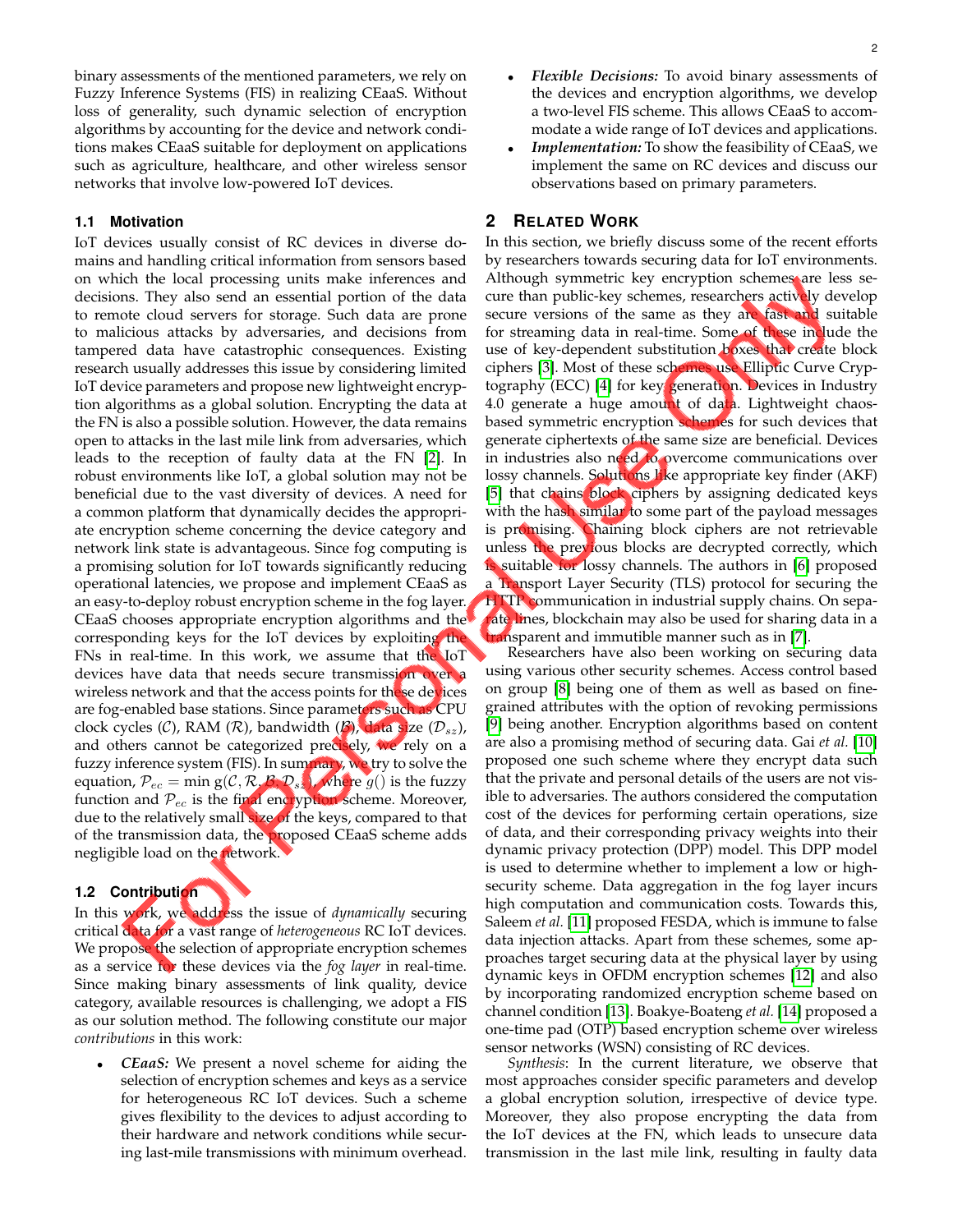binary assessments of the mentioned parameters, we rely on Fuzzy Inference Systems (FIS) in realizing CEaaS. Without loss of generality, such dynamic selection of encryption algorithms by accounting for the device and network conditions makes CEaaS suitable for deployment on applications such as agriculture, healthcare, and other wireless sensor networks that involve low-powered IoT devices.

### 1.1 Motivation

IoT devices usually consist of RC devices in diverse domains and handling critical information from sensors based on which the local processing units make inferences and decisions. They also send an essential portion of the data to remote cloud servers for storage. Such data are prone to malicious attacks by adversaries, and decisions from tampered data have catastrophic consequences. Existing research usually addresses this issue by considering limited IoT device parameters and propose new lightweight encryption algorithms as a global solution. Encrypting the data at the FN is also a possible solution. However, the data remains open to attacks in the last mile link from adversaries, which leads to the reception of faulty data at the FN [2]. In robust environments like IoT, a global solution may not be beneficial due to the vast diversity of devices. A need for a common platform that dynamically decides the appropriate encryption scheme concerning the device category and network link state is advantageous. Since fog computing is a promising solution for IoT towards significantly reducing operational latencies, we propose and implement CEaaS as an easy-to-deploy robust encryption scheme in the fog layer. CEaaS chooses appropriate encryption algorithms and the corresponding keys for the IoT devices by exploiting the FNs in real-time. In this work, we assume that the IoT devices have data that needs secure transmission over a wireless network and that the access points for these devices are fog-enabled base stations. Since parameters such as CPU clock cycles ($\mathcal{C}$), RAM ($\mathcal{R}$), bandwidth ($\mathcal{B}$), data size ($\mathcal{D}_{sz}$), and others cannot be categorized precisely, we rely on a fuzzy inference system (FIS). In summary, we try to solve the equation, $\mathcal{P}_{ec} = \min g(\mathcal{C}, \mathcal{R}, \mathcal{B}, \mathcal{D}_{sz})$, where $g()$ is the fuzzy function and $\mathcal{P}_{ec}$ is the final encryption scheme. Moreover, due to the relatively small size of the keys, compared to that of the transmission data, the proposed CEaaS scheme adds negligible load on the network.

### 1.2 Contribution

In this work, we address the issue of *dynamically* securing critical data for a vast range of *heterogeneous* RC IoT devices. We propose the selection of appropriate encryption schemes as a service for these devices via the *fog layer* in real-time. Since making binary assessments of link quality, device category, available resources is challenging, we adopt a FIS as our solution method. The following constitute our major *contributions* in this work:

- ***CEaaS:*** We present a novel scheme for aiding the selection of encryption schemes and keys as a service for heterogeneous RC IoT devices. Such a scheme gives flexibility to the devices to adjust according to their hardware and network conditions while securing last-mile transmissions with minimum overhead.
- ***Flexible Decisions:*** To avoid binary assessments of the devices and encryption algorithms, we develop a two-level FIS scheme. This allows CEaaS to accommodate a wide range of IoT devices and applications.
- ***Implementation:*** To show the feasibility of CEaaS, we implement the same on RC devices and discuss our observations based on primary parameters.

## 2 Related Work

In this section, we briefly discuss some of the recent efforts by researchers towards securing data for IoT environments. Although symmetric key encryption schemes are less secure than public-key schemes, researchers actively develop secure versions of the same as they are fast and suitable for streaming data in real-time. Some of these include the use of key-dependent substitution boxes that create block ciphers [3]. Most of these schemes use Elliptic Curve Cryptography (ECC) [4] for key generation. Devices in Industry 4.0 generate a huge amount of data. Lightweight chaos-based symmetric encryption schemes for such devices that generate ciphertexts of the same size are beneficial. Devices in industries also need to overcome communications over lossy channels. Solutions like appropriate key finder (AKF) [5] that chains block ciphers by assigning dedicated keys with the hash similar to some part of the payload messages is promising. Chaining block ciphers are not retrievable unless the previous blocks are decrypted correctly, which is suitable for lossy channels. The authors in [6] proposed a Transport Layer Security (TLS) protocol for securing the HTTP communication in industrial supply chains. On separate lines, blockchain may also be used for sharing data in a transparent and immutable manner such as in [7].

Researchers have also been working on securing data using various other security schemes. Access control based on group [8] being one of them as well as based on fine-grained attributes with the option of revoking permissions [9] being another. Encryption algorithms based on content are also a promising method of securing data. Gai *et al.* [10] proposed one such scheme where they encrypt data such that the private and personal details of the users are not visible to adversaries. The authors considered the computation cost of the devices for performing certain operations, size of data, and their corresponding privacy weights into their dynamic privacy protection (DPP) model. This DPP model is used to determine whether to implement a low or high-security scheme. Data aggregation in the fog layer incurs high computation and communication costs. Towards this, Saleem *et al.* [11] proposed FESDA, which is immune to false data injection attacks. Apart from these schemes, some approaches target securing data at the physical layer by using dynamic keys in OFDM encryption schemes [12] and also by incorporating randomized encryption scheme based on channel condition [13]. Boakye-Boateng *et al.* [14] proposed a one-time pad (OTP) based encryption scheme over wireless sensor networks (WSN) consisting of RC devices.

*Synthesis*: In the current literature, we observe that most approaches consider specific parameters and develop a global encryption solution, irrespective of device type. Moreover, they also propose encrypting the data from the IoT devices at the FN, which leads to unsecure data transmission in the last mile link, resulting in faulty data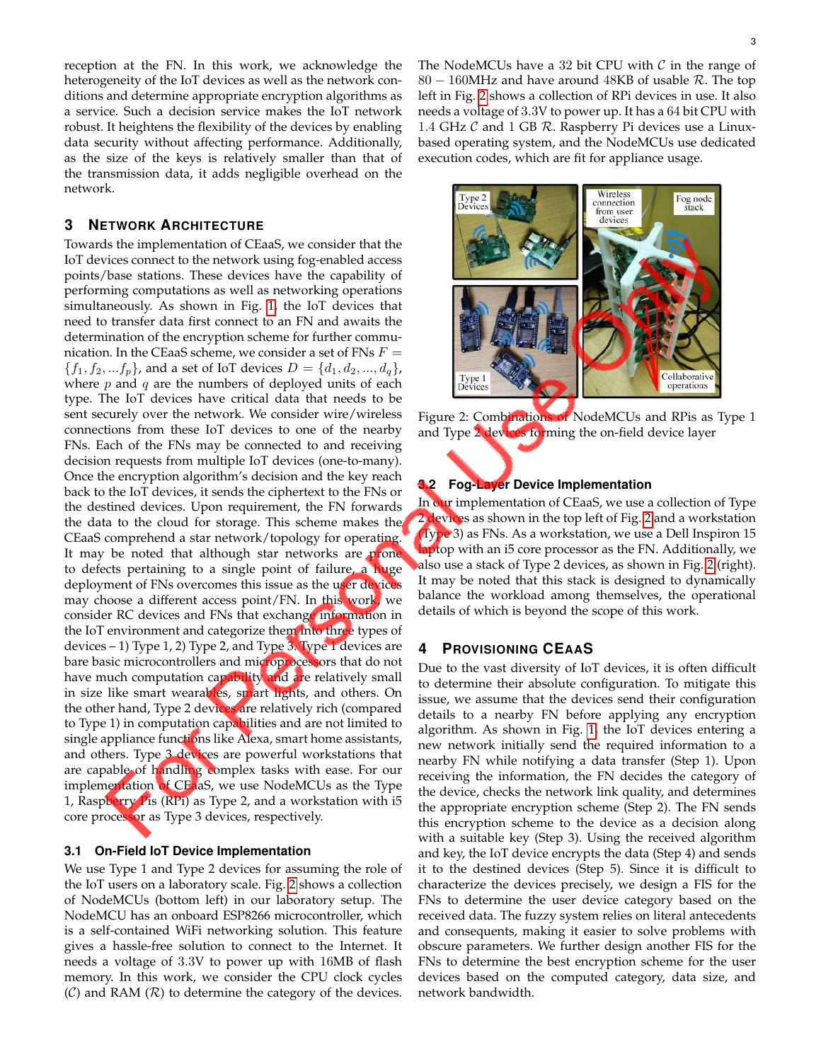reception at the FN. In this work, we acknowledge the heterogeneity of the IoT devices as well as the network conditions and determine appropriate encryption algorithms as a service. Such a decision service makes the IoT network robust. It heightens the flexibility of the devices by enabling data security without affecting performance. Additionally, as the size of the keys is relatively smaller than that of the transmission data, it adds negligible overhead on the network.

## 3 Network Architecture

Towards the implementation of CEaaS, we consider that the IoT devices connect to the network using fog-enabled access points/base stations. These devices have the capability of performing computations as well as networking operations simultaneously. As shown in Fig. 1, the IoT devices that need to transfer data first connect to an FN and awaits the determination of the encryption scheme for further communication. In the CEaaS scheme, we consider a set of FNs $F = \{f_1, f_2, ...f_p\}$, and a set of IoT devices $D = \{d_1, d_2, ..., d_q\}$, where $p$ and $q$ are the numbers of deployed units of each type. The IoT devices have critical data that needs to be sent securely over the network. We consider wire/wireless connections from these IoT devices to one of the nearby FNs. Each of the FNs may be connected to and receiving decision requests from multiple IoT devices (one-to-many). Once the encryption algorithm's decision and the key reach back to the IoT devices, it sends the ciphertext to the FNs or the destined devices. Upon requirement, the FN forwards the data to the cloud for storage. This scheme makes the CEaaS comprehend a star network/topology for operating. It may be noted that although star networks are prone to defects pertaining to a single point of failure, a huge deployment of FNs overcomes this issue as the user devices may choose a different access point/FN. In this work, we consider RC devices and FNs that exchange information in the IoT environment and categorize them into three types of devices – 1) Type 1, 2) Type 2, and Type 3. Type 1 devices are bare basic microcontrollers and microprocessors that do not have much computation capability and are relatively small in size like smart wearables, smart lights, and others. On the other hand, Type 2 devices are relatively rich (compared to Type 1) in computation capabilities and are not limited to single appliance functions like Alexa, smart home assistants, and others. Type 3 devices are powerful workstations that are capable of handling complex tasks with ease. For our implementation of CEaaS, we use NodeMCUs as the Type 1, Raspberry Pis (RPi) as Type 2, and a workstation with i5 core processor as Type 3 devices, respectively.

### 3.1 On-Field IoT Device Implementation

We use Type 1 and Type 2 devices for assuming the role of the IoT users on a laboratory scale. Fig. 2 shows a collection of NodeMCUs (bottom left) in our laboratory setup. The NodeMCU has an onboard ESP8266 microcontroller, which is a self-contained WiFi networking solution. This feature gives a hassle-free solution to connect to the Internet. It needs a voltage of 3.3V to power up with 16MB of flash memory. In this work, we consider the CPU clock cycles ($\mathcal{C}$) and RAM ($\mathcal{R}$) to determine the category of the devices. The NodeMCUs have a 32 bit CPU with $\mathcal{C}$ in the range of $80 - 160$MHz and have around 48KB of usable $\mathcal{R}$. The top left in Fig. 2 shows a collection of RPi devices in use. It also needs a voltage of 3.3V to power up. It has a 64 bit CPU with 1.4 GHz $\mathcal{C}$ and 1 GB $\mathcal{R}$. Raspberry Pi devices use a Linux-based operating system, and the NodeMCUs use dedicated execution codes, which are fit for appliance usage.

Figure 2: Combinations of NodeMCUs and RPis as Type 1 and Type 2 devices forming the on-field device layer

### 3.2 Fog-Layer Device Implementation

In our implementation of CEaaS, we use a collection of Type 2 devices as shown in the top left of Fig. 2 and a workstation (Type 3) as FNs. As a workstation, we use a Dell Inspiron 15 laptop with an i5 core processor as the FN. Additionally, we also use a stack of Type 2 devices, as shown in Fig. 2 (right). It may be noted that this stack is designed to dynamically balance the workload among themselves, the operational details of which is beyond the scope of this work.

## 4 Provisioning CEaaS

Due to the vast diversity of IoT devices, it is often difficult to determine their absolute configuration. To mitigate this issue, we assume that the devices send their configuration details to a nearby FN before applying any encryption algorithm. As shown in Fig. 1, the IoT devices entering a new network initially send the required information to a nearby FN while notifying a data transfer (Step 1). Upon receiving the information, the FN decides the category of the device, checks the network link quality, and determines the appropriate encryption scheme (Step 2). The FN sends this encryption scheme to the device as a decision along with a suitable key (Step 3). Using the received algorithm and key, the IoT device encrypts the data (Step 4) and sends it to the destined devices (Step 5). Since it is difficult to characterize the devices precisely, we design a FIS for the FNs to determine the user device category based on the received data. The fuzzy system relies on literal antecedents and consequents, making it easier to solve problems with obscure parameters. We further design another FIS for the FNs to determine the best encryption scheme for the user devices based on the computed category, data size, and network bandwidth.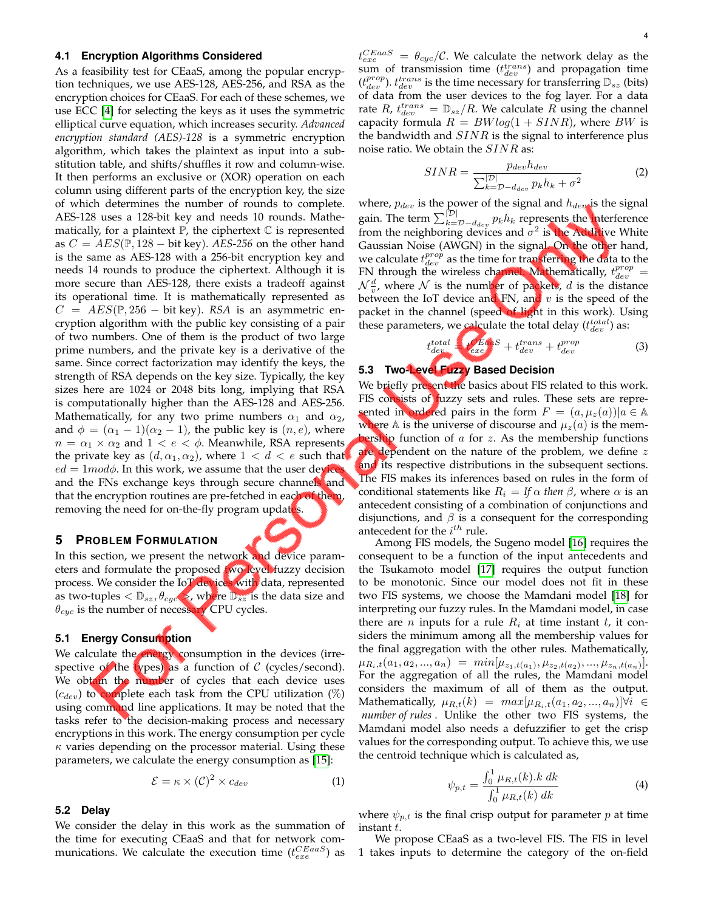### 4.1 Encryption Algorithms Considered

As a feasibility test for CEaaS, among the popular encryption techniques, we use AES-128, AES-256, and RSA as the encryption choices for CEaaS. For each of these schemes, we use ECC [4] for selecting the keys as it uses the symmetric elliptical curve equation, which increases security. *Advanced encryption standard (AES)-128* is a symmetric encryption algorithm, which takes the plaintext as input into a substitution table, and shifts/shuffles it row and column-wise. It then performs an exclusive or (XOR) operation on each column using different parts of the encryption key, the size of which determines the number of rounds to complete. AES-128 uses a 128-bit key and needs 10 rounds. Mathematically, for a plaintext $\mathbb{P}$, the ciphertext $\mathbb{C}$ is represented as $C = AES(\mathbb{P}, 128 - \text{bit key})$. *AES-256* on the other hand is the same as AES-128 with a 256-bit encryption key and needs 14 rounds to produce the ciphertext. Although it is more secure than AES-128, there exists a tradeoff against its operational time. It is mathematically represented as $C = AES(\mathbb{P}, 256 - \text{bit key})$. *RSA* is an asymmetric encryption algorithm with the public key consisting of a pair of two numbers. One of them is the product of two large prime numbers, and the private key is a derivative of the same. Since correct factorization may identify the keys, the strength of RSA depends on the key size. Typically, the key sizes here are 1024 or 2048 bits long, implying that RSA is computationally higher than the AES-128 and AES-256. Mathematically, for any two prime numbers $\alpha_1$ and $\alpha_2$, and $\phi = (\alpha_1 - 1)(\alpha_2 - 1)$, the public key is $(n, e)$, where $n = \alpha_1 \times \alpha_2$ and $1 < e < \phi$. Meanwhile, RSA represents the private key as $(d, \alpha_1, \alpha_2)$, where $1 < d < e$ such that $ed = 1 mod \phi$. In this work, we assume that the user devices and the FNs exchange keys through secure channels and that the encryption routines are pre-fetched in each of them, removing the need for on-the-fly program updates.

## 5 Problem Formulation

In this section, we present the network and device parameters and formulate the proposed two-level fuzzy decision process. We consider the IoT devices with data, represented as two-tuples $< \mathbb{D}_{sz}, \theta_{cyc} >$, where $\mathbb{D}_{sz}$ is the data size and $\theta_{cyc}$ is the number of necessary CPU cycles.

### 5.1 Energy Consumption

We calculate the energy consumption in the devices (irrespective of the types) as a function of $\mathcal{C}$ (cycles/second). We obtain the number of cycles that each device uses ($c_{dev}$) to complete each task from the CPU utilization (%) using command line applications. It may be noted that the tasks refer to the decision-making process and necessary encryptions in this work. The energy consumption per cycle $\kappa$ varies depending on the processor material. Using these parameters, we calculate the energy consumption as [15]:

$$\mathcal{E} = \kappa \times (\mathcal{C})^2 \times c_{dev} \tag{1}$$

### 5.2 Delay

We consider the delay in this work as the summation of the time for executing CEaaS and that for network communications. We calculate the execution time ($t_{exe}^{CEaaS}$) as $t_{exe}^{CEaaS} = \theta_{cyc}/\mathcal{C}$. We calculate the network delay as the sum of transmission time ($t_{dev}^{trans}$) and propagation time ($t_{dev}^{prop}$). $t_{dev}^{trans}$ is the time necessary for transferring $\mathbb{D}_{sz}$ (bits) of data from the user devices to the fog layer. For a data rate $R$, $t_{dev}^{trans} = \mathbb{D}_{sz}/R$. We calculate $R$ using the channel capacity formula $R = BW log(1 + SINR)$, where $BW$ is the bandwidth and $SINR$ is the signal to interference plus noise ratio. We obtain the $SINR$ as:

$$SINR = \frac{p_{dev} h_{dev}}{\sum_{k=\mathcal{D}-d_{dev}}^{|\mathcal{D}|} p_k h_k + \sigma^2} \tag{2}$$

where, $p_{dev}$ is the power of the signal and $h_{dev}$ is the signal gain. The term $\sum_{k=\mathcal{D}-d_{dev}}^{|\mathcal{D}|} p_k h_k$ represents the interference from the neighboring devices and $\sigma^2$ is the Additive White Gaussian Noise (AWGN) in the signal. On the other hand, we calculate $t_{dev}^{prop}$ as the time for transferring the data to the FN through the wireless channel. Mathematically, $t_{dev}^{prop} = \mathcal{N}\frac{d}{v}$, where $\mathcal{N}$ is the number of packets, $d$ is the distance between the IoT device and FN, and $v$ is the speed of the packet in the channel (speed of light in this work). Using these parameters, we calculate the total delay ($t_{dev}^{total}$) as:

$$t_{dev}^{total} = t_{exe}^{CEaaS} + t_{dev}^{trans} + t_{dev}^{prop} \tag{3}$$

### 5.3 Two-Level Fuzzy Based Decision

We briefly present the basics about FIS related to this work. FIS consists of fuzzy sets and rules. These sets are represented in ordered pairs in the form $F = (a, \mu_z(a)) | a \in \mathbb{A}$ where $\mathbb{A}$ is the universe of discourse and $\mu_z(a)$ is the membership function of $a$ for $z$. As the membership functions are dependent on the nature of the problem, we define $z$ and its respective distributions in the subsequent sections. The FIS makes its inferences based on rules in the form of conditional statements like $R_i =$ *If* $\alpha$ *then* $\beta$, where $\alpha$ is an antecedent consisting of a combination of conjunctions and disjunctions, and $\beta$ is a consequent for the corresponding antecedent for the $i^{th}$ rule.

Among FIS models, the Sugeno model [16] requires the consequent to be a function of the input antecedents and the Tsukamoto model [17] requires the output function to be monotonic. Since our model does not fit in these two FIS systems, we choose the Mamdani model [18] for interpreting our fuzzy rules. In the Mamdani model, in case there are $n$ inputs for a rule $R_i$ at time instant $t$, it considers the minimum among all the membership values for the final aggregation with the other rules. Mathematically, $\mu_{R_i,t}(a_1, a_2, ..., a_n) = min[\mu_{z_1,t(a_1)}, \mu_{z_2,t(a_2)}, ..., \mu_{z_n,t(a_n)}]$. For the aggregation of all the rules, the Mamdani model considers the maximum of all of them as the output. Mathematically, $\mu_{R,t}(k) = max[\mu_{R_i,t}(a_1, a_2, ..., a_n)] \forall i \in$ *number of rules*. Unlike the other two FIS systems, the Mamdani model also needs a defuzzifier to get the crisp values for the corresponding output. To achieve this, we use the centroid technique which is calculated as,

$$\psi_{p,t} = \frac{\int_0^1 \mu_{R,t}(k).k \, dk}{\int_0^1 \mu_{R,t}(k) \, dk} \tag{4}$$

where $\psi_{p,t}$ is the final crisp output for parameter $p$ at time instant $t$.

We propose CEaaS as a two-level FIS. The FIS in level 1 takes inputs to determine the category of the on-field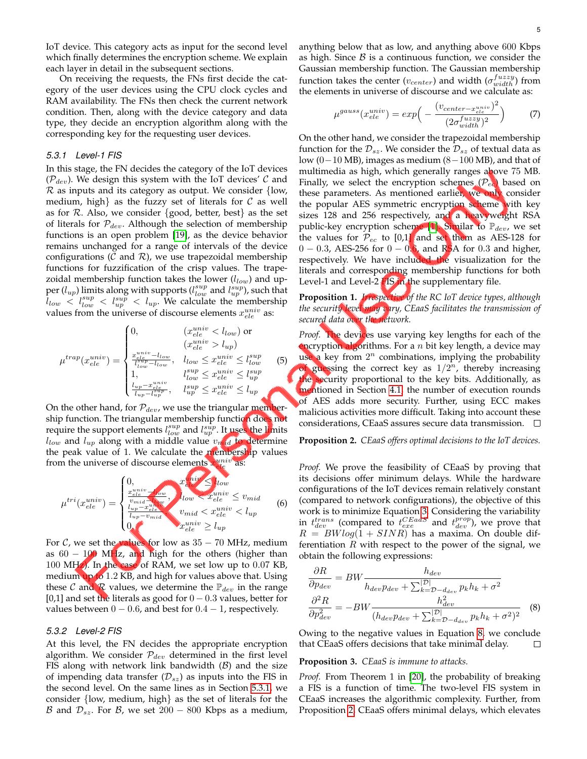IoT device. This category acts as input for the second level which finally determines the encryption scheme. We explain each layer in detail in the subsequent sections.

On receiving the requests, the FNs first decide the category of the user devices using the CPU clock cycles and RAM availability. The FNs then check the current network condition. Then, along with the device category and data type, they decide an encryption algorithm along with the corresponding key for the requesting user devices.

### 5.3.1 Level-1 FIS

In this stage, the FN decides the category of the IoT devices ($\mathcal{P}_{dev}$). We design this system with the IoT devices' $\mathcal{C}$ and $\mathcal{R}$ as inputs and its category as output. We consider {low, medium, high} as the fuzzy set of literals for $\mathcal{C}$ as well as for $\mathcal{R}$. Also, we consider {good, better, best} as the set of literals for $\mathcal{P}_{dev}$. Although the selection of membership functions is an open problem [19], as the device behavior remains unchanged for a range of intervals of the device configurations ($\mathcal{C}$ and $\mathcal{R}$), we use trapezoidal membership functions for fuzzification of the crisp values. The trapezoidal membership function takes the lower ($l_{low}$) and upper ($l_{up}$) limits along with supports ($l^{sup}_{low}$ and $l^{sup}_{up}$), such that $l_{low} < l^{sup}_{low} < l^{sup}_{up} < l_{up}$. We calculate the membership values from the universe of discourse elements $x^{univ}_{ele}$ as:

$$\mu^{trap}(x^{univ}_{ele}) = \begin{cases} 0, & (x^{univ}_{ele} < l_{low}) \text{ or } \\ & (x^{univ}_{ele} > l_{up}) \\ \frac{x^{univ}_{ele} - l_{low}}{l^{sup}_{low} - l_{low}}, & l_{low} \leq x^{univ}_{ele} \leq l^{sup}_{low} \\ 1, & l^{sup}_{low} \leq x^{univ}_{ele} \leq l^{sup}_{up} \\ \frac{l_{up} - x^{univ}_{ele}}{l_{up} - l^{sup}_{up}}, & l^{sup}_{up} \leq x^{univ}_{ele} \leq l_{up} \end{cases} \quad (5)$$

On the other hand, for $\mathcal{P}_{dev}$, we use the triangular membership function. The triangular membership function does not require the support elements $l^{sup}_{low}$ and $l^{sup}_{up}$. It uses the limits $l_{low}$ and $l_{up}$ along with a middle value $v_{mid}$ to determine the peak value of 1. We calculate the membership values from the universe of discourse elements $x^{univ}_{ele}$ as:

$$\mu^{tri}(x^{univ}_{ele}) = \begin{cases} 0, & x^{univ}_{ele} \leq l_{low} \\ \frac{x^{univ}_{ele} - l_{low}}{v_{mid} - l_{low}}, & l_{low} < x^{univ}_{ele} \leq v_{mid} \\ \frac{l_{up} - x^{univ}_{ele}}{l_{up} - v_{mid}}, & v_{mid} < x^{univ}_{ele} < l_{up} \\ 0, & x^{univ}_{ele} \geq l_{up} \end{cases} \quad (6)$$

For $\mathcal{C}$, we set the values for low as $35 - 70$ MHz, medium as $60 - 100$ MHz, and high for the others (higher than 100 MHz). In the case of RAM, we set low up to 0.07 KB, medium up to 1.2 KB, and high for values above that. Using these $\mathcal{C}$ and $\mathcal{R}$ values, we determine the $\mathbb{P}_{dev}$ in the range [0,1] and set the literals as good for $0 - 0.3$ values, better for values between $0 - 0.6$, and best for $0.4 - 1$, respectively.

### 5.3.2 Level-2 FIS

At this level, the FN decides the appropriate encryption algorithm. We consider $\mathcal{P}_{dev}$ determined in the first level FIS along with network link bandwidth ($\mathcal{B}$) and the size of impending data transfer ($\mathcal{D}_{sz}$) as inputs into the FIS in the second level. On the same lines as in Section 5.3.1, we consider {low, medium, high} as the set of literals for the $\mathcal{B}$ and $\mathcal{D}_{sz}$. For $\mathcal{B}$, we set $200 - 800$ Kbps as a medium, anything below that as low, and anything above 600 Kbps as high. Since $\mathcal{B}$ is a continuous function, we consider the Gaussian membership function. The Gaussian membership function takes the center ($v_{center}$) and width ($\sigma^{fuzzy}_{width}$) from the elements in universe of discourse and we calculate as:

$$\mu^{gauss}(x^{univ}_{ele}) = exp\Big( - \frac{(v_{center} - x^{univ}_{ele})^2}{(2\sigma^{fuzzy}_{width})^2} \Big) \quad (7)$$

On the other hand, we consider the trapezoidal membership function for the $\mathcal{D}_{sz}$. We consider the $\mathcal{D}_{sz}$ of textual data as low ($0 - 10$ MB), images as medium ($8 - 100$ MB), and that of multimedia as high, which generally ranges above 75 MB. Finally, we select the encryption schemes ($\mathcal{P}_{ec}$) based on these parameters. As mentioned earlier, we only consider the popular AES symmetric encryption scheme with key sizes 128 and 256 respectively, and a heavyweight RSA public-key encryption scheme [1]. Similar to $\mathbb{P}_{dev}$, we set the values for $\mathcal{P}_{ec}$ to [0,1] and set them as AES-128 for $0 - 0.3$, AES-256 for $0 - 0.6$, and RSA for 0.3 and higher, respectively. We have included the visualization for the literals and corresponding membership functions for both Level-1 and Level-2 FIS in the supplementary file.

**Proposition 1.** *Irrespective of the IoT device types, although the security level may vary, CEaaS facilitates the transmission of secured data over the network.*

*Proof.* The devices use varying key lengths for each of the encryption algorithms. For a $n$ bit key length, a device may use a key from $2^n$ combinations, implying the probability of guessing the correct key as $1/2^n$, thereby increasing the security proportional to the key bits. Additionally, as mentioned in Section 4.1, the number of execution rounds of AES adds more security. Further, using ECC makes malicious activities more difficult. Taking into account these considerations, CEaaS assures secure data transmission. □

**Proposition 2.** *CEaaS offers optimal decisions to the IoT devices.*

*Proof.* We prove the feasibility of CEaaS by proving that its decisions offer minimum delays. While the hardware configurations of the IoT devices remain relatively constant (compared to network configurations), the objective of this work is to minimize Equation 3. Considering the variability in $t^{trans}_{dev}$ (compared to $t^{CEaaS}_{exe}$ and $t^{prop}_{dev}$), we prove that $R = BWlog(1 + SINR)$ has a maxima. On double differentiation $R$ with respect to the power of the signal, we obtain the following expressions:

$$\begin{aligned} \frac{\partial R}{\partial p_{dev}} &= BW \frac{h_{dev}}{h_{dev} p_{dev} + \sum_{k=\mathcal{D}-d_{dev}}^{|\mathcal{D}|} p_k h_k + \sigma^2} \\ \frac{\partial^2 R}{\partial p^2_{dev}} &= -BW \frac{h^2_{dev}}{(h_{dev} p_{dev} + \sum_{k=\mathcal{D}-d_{dev}}^{|\mathcal{D}|} p_k h_k + \sigma^2)^2} \end{aligned} \quad (8)$$

Owing to the negative values in Equation 8, we conclude that CEaaS offers decisions that take minimal delay. □

**Proposition 3.** *CEaaS is immune to attacks.*

*Proof.* From Theorem 1 in [20], the probability of breaking a FIS is a function of time. The two-level FIS system in CEaaS increases the algorithmic complexity. Further, from Proposition 2, CEaaS offers minimal delays, which elevates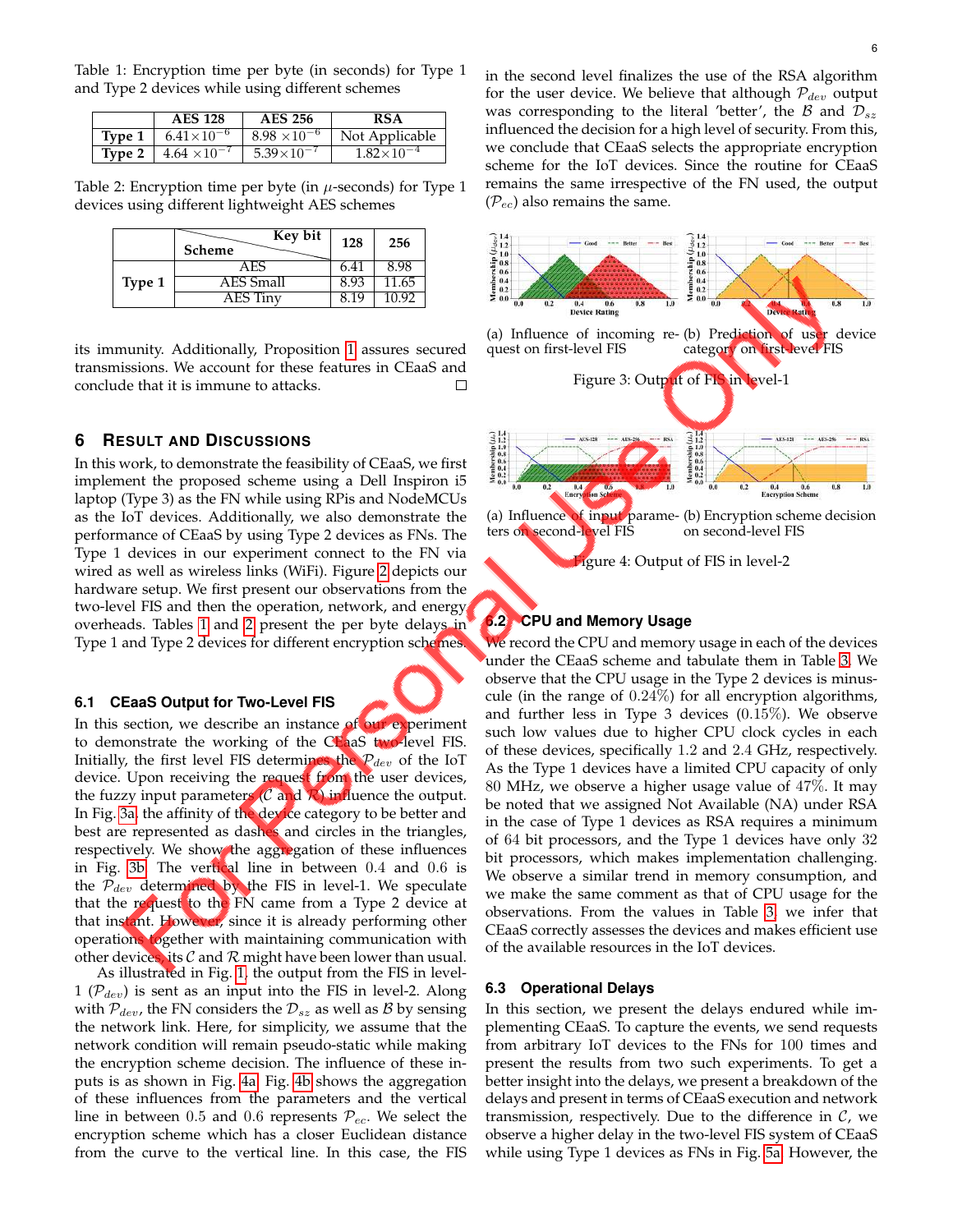Table 1: Encryption time per byte (in seconds) for Type 1 and Type 2 devices while using different schemes

| | AES 128 | AES 256 | RSA |
|---|---|---|---|
| Type 1 | $6.41\times10^{-6}$ | $8.98\times10^{-6}$ | Not Applicable |
| Type 2 | $4.64\times10^{-7}$ | $5.39\times10^{-7}$ | $1.82\times10^{-4}$ |

Table 2: Encryption time per byte (in $\mu$-seconds) for Type 1 devices using different lightweight AES schemes

| | Scheme \ Key bit | 128 | 256 |
|---|---|---|---|
| Type 1 | AES | 6.41 | 8.98 |
| | AES Small | 8.93 | 11.65 |
| | AES Tiny | 8.19 | 10.92 |

its immunity. Additionally, Proposition 1 assures secured transmissions. We account for these features in CEaaS and conclude that it is immune to attacks. □

## 6 Result and Discussions

In this work, to demonstrate the feasibility of CEaaS, we first implement the proposed scheme using a Dell Inspiron i5 laptop (Type 3) as the FN while using RPis and NodeMCUs as the IoT devices. Additionally, we also demonstrate the performance of CEaaS by using Type 2 devices as FNs. The Type 1 devices in our experiment connect to the FN via wired as well as wireless links (WiFi). Figure 2 depicts our hardware setup. We first present our observations from the two-level FIS and then the operation, network, and energy overheads. Tables 1 and 2 present the per byte delays in Type 1 and Type 2 devices for different encryption schemes.

### 6.1 CEaaS Output for Two-Level FIS

In this section, we describe an instance of our experiment to demonstrate the working of the CEaaS two-level FIS. Initially, the first level FIS determines the $\mathcal{P}_{dev}$ of the IoT device. Upon receiving the request from the user devices, the fuzzy input parameters ($\mathcal{C}$ and $\mathcal{R}$) influence the output. In Fig. 3a, the affinity of the device category to be better and best are represented as dashes and circles in the triangles, respectively. We show the aggregation of these influences in Fig. 3b. The vertical line in between 0.4 and 0.6 is the $\mathcal{P}_{dev}$ determined by the FIS in level-1. We speculate that the request to the FN came from a Type 2 device at that instant. However, since it is already performing other operations together with maintaining communication with other devices, its $\mathcal{C}$ and $\mathcal{R}$ might have been lower than usual.

As illustrated in Fig. 1, the output from the FIS in level-1 ($\mathcal{P}_{dev}$) is sent as an input into the FIS in level-2. Along with $\mathcal{P}_{dev}$, the FN considers the $\mathcal{D}_{sz}$ as well as $\mathcal{B}$ by sensing the network link. Here, for simplicity, we assume that the network condition will remain pseudo-static while making the encryption scheme decision. The influence of these inputs is as shown in Fig. 4a. Fig. 4b shows the aggregation of these influences from the parameters and the vertical line in between 0.5 and 0.6 represents $\mathcal{P}_{ec}$. We select the encryption scheme which has a closer Euclidean distance from the curve to the vertical line. In this case, the FIS in the second level finalizes the use of the RSA algorithm for the user device. We believe that although $\mathcal{P}_{dev}$ output was corresponding to the literal 'better', the $\mathcal{B}$ and $\mathcal{D}_{sz}$ influenced the decision for a high level of security. From this, we conclude that CEaaS selects the appropriate encryption scheme for the IoT devices. Since the routine for CEaaS remains the same irrespective of the FN used, the output ($\mathcal{P}_{ec}$) also remains the same.

(a) Influence of incoming request on first-level FIS

(b) Prediction of user device category on first-level FIS

Figure 3: Output of FIS in level-1

(a) Influence of input parameters on second-level FIS

(b) Encryption scheme decision on second-level FIS

Figure 4: Output of FIS in level-2

### 6.2 CPU and Memory Usage

We record the CPU and memory usage in each of the devices under the CEaaS scheme and tabulate them in Table 3. We observe that the CPU usage in the Type 2 devices is minuscule (in the range of 0.24%) for all encryption algorithms, and further less in Type 3 devices (0.15%). We observe such low values due to higher CPU clock cycles in each of these devices, specifically 1.2 and 2.4 GHz, respectively. As the Type 1 devices have a limited CPU capacity of only 80 MHz, we observe a higher usage value of 47%. It may be noted that we assigned Not Available (NA) under RSA in the case of Type 1 devices as RSA requires a minimum of 64 bit processors, and the Type 1 devices have only 32 bit processors, which makes implementation challenging. We observe a similar trend in memory consumption, and we make the same comment as that of CPU usage for the observations. From the values in Table 3, we infer that CEaaS correctly assesses the devices and makes efficient use of the available resources in the IoT devices.

### 6.3 Operational Delays

In this section, we present the delays endured while implementing CEaaS. To capture the events, we send requests from arbitrary IoT devices to the FNs for 100 times and present the results from two such experiments. To get a better insight into the delays, we present a breakdown of the delays and present in terms of CEaaS execution and network transmission, respectively. Due to the difference in $\mathcal{C}$, we observe a higher delay in the two-level FIS system of CEaaS while using Type 1 devices as FNs in Fig. 5a. However, the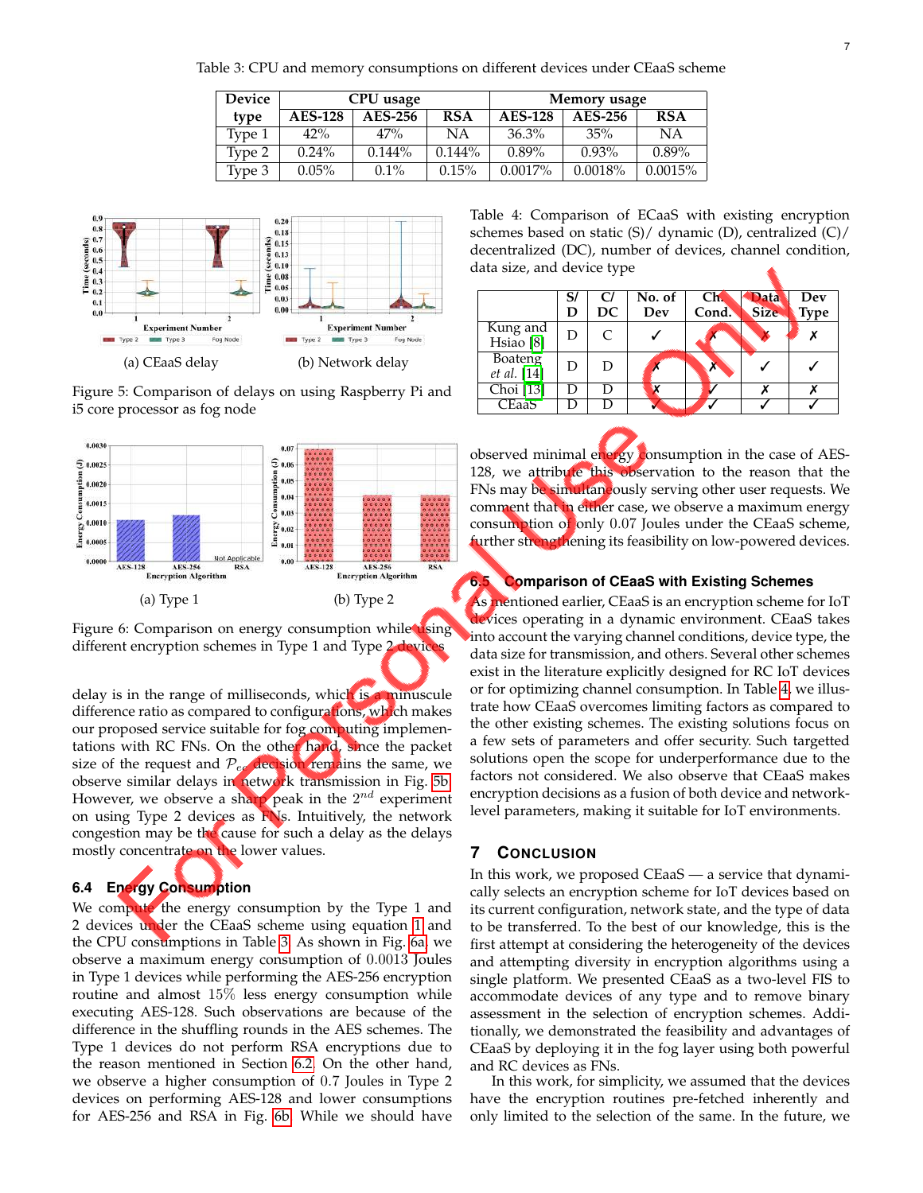Table 3: CPU and memory consumptions on different devices under CEaaS scheme

| Device type | CPU usage | | | Memory usage | | |
|---|---|---|---|---|---|---|
| | AES-128 | AES-256 | RSA | AES-128 | AES-256 | RSA |
| Type 1 | 42% | 47% | NA | 36.3% | 35% | NA |
| Type 2 | 0.24% | 0.144% | 0.144% | 0.89% | 0.93% | 0.89% |
| Type 3 | 0.05% | 0.1% | 0.15% | 0.0017% | 0.0018% | 0.0015% |

(a) CEaaS delay

(b) Network delay

Figure 5: Comparison of delays on using Raspberry Pi and i5 core processor as fog node

(a) Type 1

(b) Type 2

Figure 6: Comparison on energy consumption while using different encryption schemes in Type 1 and Type 2 devices

delay is in the range of milliseconds, which is a minuscule difference ratio as compared to configurations, which makes our proposed service suitable for fog computing implementations with RC FNs. On the other hand, since the packet size of the request and $\mathcal{P}_{ec}$ decision remains the same, we observe similar delays in network transmission in Fig. 5b. However, we observe a sharp peak in the $2^{nd}$ experiment on using Type 2 devices as FNs. Intuitively, the network congestion may be the cause for such a delay as the delays mostly concentrate on the lower values.

### 6.4 Energy Consumption

We compute the energy consumption by the Type 1 and 2 devices under the CEaaS scheme using equation 1 and the CPU consumptions in Table 3. As shown in Fig. 6a, we observe a maximum energy consumption of 0.0013 Joules in Type 1 devices while performing the AES-256 encryption routine and almost 15% less energy consumption while executing AES-128. Such observations are because of the difference in the shuffling rounds in the AES schemes. The Type 1 devices do not perform RSA encryptions due to the reason mentioned in Section 6.2. On the other hand, we observe a higher consumption of 0.7 Joules in Type 2 devices on performing AES-128 and lower consumptions for AES-256 and RSA in Fig. 6b. While we should have observed minimal energy consumption in the case of AES-128, we attribute this observation to the reason that the FNs may be simultaneously serving other user requests. We comment that in either case, we observe a maximum energy consumption of only 0.07 Joules under the CEaaS scheme, further strengthening its feasibility on low-powered devices.

Table 4: Comparison of ECaaS with existing encryption schemes based on static (S)/ dynamic (D), centralized (C)/ decentralized (DC), number of devices, channel condition, data size, and device type

| | S/ D | C/ DC | No. of Dev | Ch. Cond. | Data Size | Dev Type |
|---|---|---|---|---|---|---|
| Kung and Hsiao [8] | D | C | ✓ | ✗ | ✗ | ✗ |
| Boateng *et al.* [14] | D | D | ✗ | ✗ | ✓ | ✓ |
| Choi [13] | D | D | ✗ | ✓ | ✗ | ✗ |
| CEaaS | D | D | ✓ | ✓ | ✓ | ✓ |

### 6.5 Comparison of CEaaS with Existing Schemes

As mentioned earlier, CEaaS is an encryption scheme for IoT devices operating in a dynamic environment. CEaaS takes into account the varying channel conditions, device type, the data size for transmission, and others. Several other schemes exist in the literature explicitly designed for RC IoT devices or for optimizing channel consumption. In Table 4, we illustrate how CEaaS overcomes limiting factors as compared to the other existing schemes. The existing solutions focus on a few sets of parameters and offer security. Such targetted solutions open the scope for underperformance due to the factors not considered. We also observe that CEaaS makes encryption decisions as a fusion of both device and network-level parameters, making it suitable for IoT environments.

## 7 Conclusion

In this work, we proposed CEaaS — a service that dynamically selects an encryption scheme for IoT devices based on its current configuration, network state, and the type of data to be transferred. To the best of our knowledge, this is the first attempt at considering the heterogeneity of the devices and attempting diversity in encryption algorithms using a single platform. We presented CEaaS as a two-level FIS to accommodate devices of any type and to remove binary assessment in the selection of encryption schemes. Additionally, we demonstrated the feasibility and advantages of CEaaS by deploying it in the fog layer using both powerful and RC devices as FNs.

In this work, for simplicity, we assumed that the devices have the encryption routines pre-fetched inherently and only limited to the selection of the same. In the future, we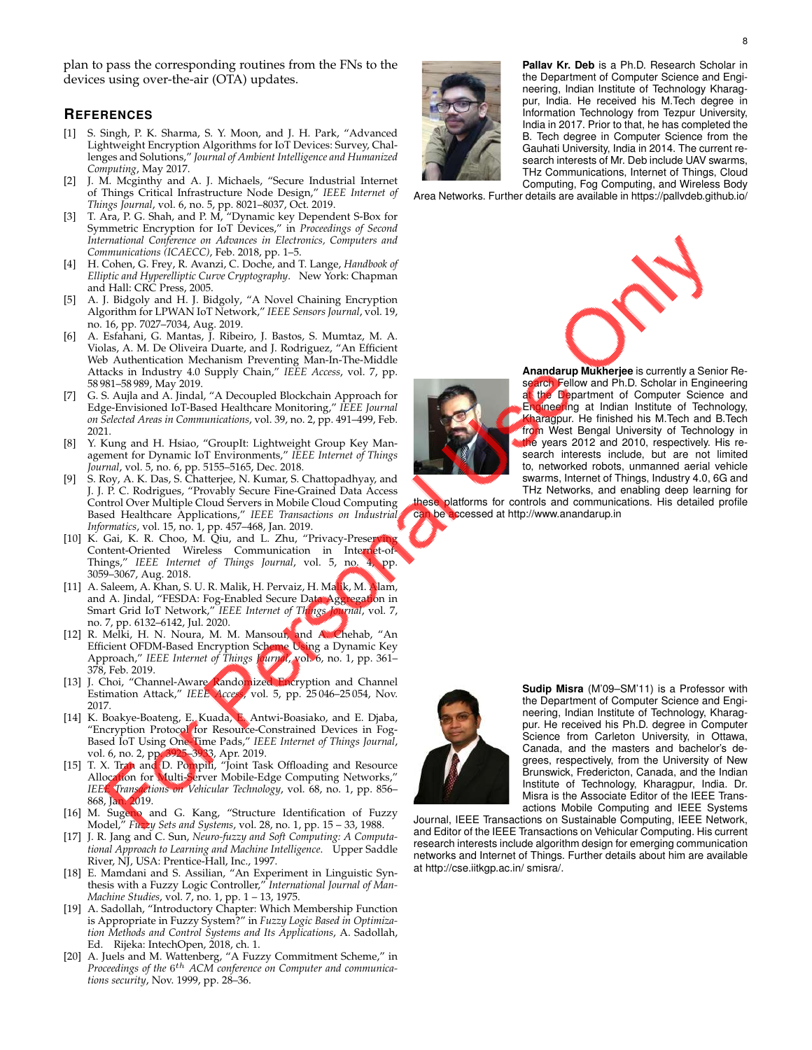plan to pass the corresponding routines from the FNs to the devices using over-the-air (OTA) updates.

## References

[1] S. Singh, P. K. Sharma, S. Y. Moon, and J. H. Park, "Advanced Lightweight Encryption Algorithms for IoT Devices: Survey, Challenges and Solutions," *Journal of Ambient Intelligence and Humanized Computing*, May 2017.

[2] J. M. Mcginthy and A. J. Michaels, "Secure Industrial Internet of Things Critical Infrastructure Node Design," *IEEE Internet of Things Journal*, vol. 6, no. 5, pp. 8021–8037, Oct. 2019.

[3] T. Ara, P. G. Shah, and P. M, "Dynamic key Dependent S-Box for Symmetric Encryption for IoT Devices," in *Proceedings of Second International Conference on Advances in Electronics, Computers and Communications (ICAECC)*, Feb. 2018, pp. 1–5.

[4] H. Cohen, G. Frey, R. Avanzi, C. Doche, and T. Lange, *Handbook of Elliptic and Hyperelliptic Curve Cryptography*. New York: Chapman and Hall: CRC Press, 2005.

[5] A. J. Bidgoly and H. J. Bidgoly, "A Novel Chaining Encryption Algorithm for LPWAN IoT Network," *IEEE Sensors Journal*, vol. 19, no. 16, pp. 7027–7034, Aug. 2019.

[6] A. Esfahani, G. Mantas, J. Ribeiro, J. Bastos, S. Mumtaz, M. A. Violas, A. M. De Oliveira Duarte, and J. Rodriguez, "An Efficient Web Authentication Mechanism Preventing Man-In-The-Middle Attacks in Industry 4.0 Supply Chain," *IEEE Access*, vol. 7, pp. 58 981–58 989, May 2019.

[7] G. S. Aujla and A. Jindal, "A Decoupled Blockchain Approach for Edge-Envisioned IoT-Based Healthcare Monitoring," *IEEE Journal on Selected Areas in Communications*, vol. 39, no. 2, pp. 491–499, Feb. 2021.

[8] Y. Kung and H. Hsiao, "GroupIt: Lightweight Group Key Management for Dynamic IoT Environments," *IEEE Internet of Things Journal*, vol. 5, no. 6, pp. 5155–5165, Dec. 2018.

[9] S. Roy, A. K. Das, S. Chatterjee, N. Kumar, S. Chattopadhyay, and J. J. P. C. Rodrigues, "Provably Secure Fine-Grained Data Access Control Over Multiple Cloud Servers in Mobile Cloud Computing Based Healthcare Applications," *IEEE Transactions on Industrial Informatics*, vol. 15, no. 1, pp. 457–468, Jan. 2019.

[10] K. Gai, K. R. Choo, M. Qiu, and L. Zhu, "Privacy-Preserving Content-Oriented Wireless Communication in Internet-of-Things," *IEEE Internet of Things Journal*, vol. 5, no. 4, pp. 3059–3067, Aug. 2018.

[11] A. Saleem, A. Khan, S. U. R. Malik, H. Pervaiz, H. Malik, M. Alam, and A. Jindal, "FESDA: Fog-Enabled Secure Data Aggregation in Smart Grid IoT Network," *IEEE Internet of Things Journal*, vol. 7, no. 7, pp. 6132–6142, Jul. 2020.

[12] R. Melki, H. N. Noura, M. M. Mansour, and A. Chehab, "An Efficient OFDM-Based Encryption Scheme Using a Dynamic Key Approach," *IEEE Internet of Things Journal*, vol. 6, no. 1, pp. 361–378, Feb. 2019.

[13] J. Choi, "Channel-Aware Randomized Encryption and Channel Estimation Attack," *IEEE Access*, vol. 5, pp. 25 046–25 054, Nov. 2017.

[14] K. Boakye-Boateng, E. Kuada, E. Antwi-Boasiako, and E. Djaba, "Encryption Protocol for Resource-Constrained Devices in Fog-Based IoT Using One-Time Pads," *IEEE Internet of Things Journal*, vol. 6, no. 2, pp. 3925–3933, Apr. 2019.

[15] T. X. Tran and D. Pompili, "Joint Task Offloading and Resource Allocation for Multi-Server Mobile-Edge Computing Networks," *IEEE Transactions on Vehicular Technology*, vol. 68, no. 1, pp. 856–868, Jan. 2019.

[16] M. Sugeno and G. Kang, "Structure Identification of Fuzzy Model," *Fuzzy Sets and Systems*, vol. 28, no. 1, pp. 15 – 33, 1988.

[17] J. R. Jang and C. Sun, *Neuro-fuzzy and Soft Computing: A Computational Approach to Learning and Machine Intelligence*. Upper Saddle River, NJ, USA: Prentice-Hall, Inc., 1997.

[18] E. Mamdani and S. Assilian, "An Experiment in Linguistic Synthesis with a Fuzzy Logic Controller," *International Journal of Man-Machine Studies*, vol. 7, no. 1, pp. 1 – 13, 1975.

[19] A. Sadollah, "Introductory Chapter: Which Membership Function is Appropriate in Fuzzy System?" in *Fuzzy Logic Based in Optimization Methods and Control Systems and Its Applications*, A. Sadollah, Ed. Rijeka: IntechOpen, 2018, ch. 1.

[20] A. Juels and M. Wattenberg, "A Fuzzy Commitment Scheme," in *Proceedings of the $6^{th}$ ACM conference on Computer and communications security*, Nov. 1999, pp. 28–36.

**Pallav Kr. Deb** is a Ph.D. Research Scholar in the Department of Computer Science and Engineering, Indian Institute of Technology Kharagpur, India. He received his M.Tech degree in Information Technology from Tezpur University, India in 2017. Prior to that, he has completed the B. Tech degree in Computer Science from the Gauhati University, India in 2014. The current research interests of Mr. Deb include UAV swarms, THz Communications, Internet of Things, Cloud Computing, Fog Computing, and Wireless Body Area Networks. Further details are available in https://pallvdeb.github.io/

**Anandarup Mukherjee** is currently a Senior Research Fellow and Ph.D. Scholar in Engineering at the Department of Computer Science and Engineering at Indian Institute of Technology, Kharagpur. He finished his M.Tech and B.Tech from West Bengal University of Technology in the years 2012 and 2010, respectively. His research interests include, but are not limited to, networked robots, unmanned aerial vehicle swarms, Internet of Things, Industry 4.0, 6G and THz Networks, and enabling deep learning for these platforms for controls and communications. His detailed profile can be accessed at http://www.anandarup.in

**Sudip Misra** (M'09–SM'11) is a Professor with the Department of Computer Science and Engineering, Indian Institute of Technology, Kharagpur. He received his Ph.D. degree in Computer Science from Carleton University, in Ottawa, Canada, and the masters and bachelor's degrees, respectively, from the University of New Brunswick, Fredericton, Canada, and the Indian Institute of Technology, Kharagpur, India. Dr. Misra is the Associate Editor of the IEEE Transactions Mobile Computing and IEEE Systems Journal, IEEE Transactions on Sustainable Computing, IEEE Network, and Editor of the IEEE Transactions on Vehicular Computing. His current research interests include algorithm design for emerging communication networks and Internet of Things. Further details about him are available at http://cse.iitkgp.ac.in/ smisra/.